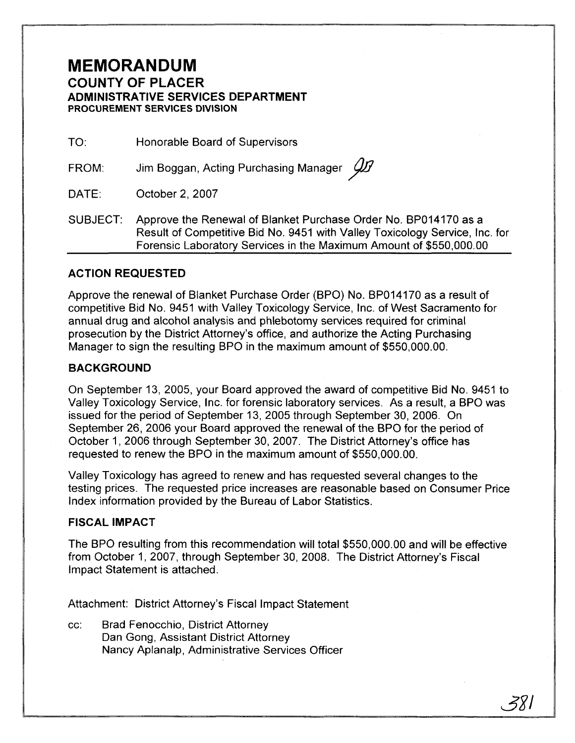# MEMORANDUM

## COUNTY OF PLACER

### ADMINISTRATIVE SERVICES DEPARTMENT

#### PROCUREMENT SERVICES DIVISION

TO: Honorable Board of Supervisors

FROM: Jim Boggan, Acting Purchasing Manager

DATE: October 2, 2007

SUBJECT: Approve the Renewal of Blanket Purchase Order No. BP014170 as a Result of Competitive Bid No. 9451 with Valley Toxicology Service, Inc. for Forensic Laboratory Services in the Maximum Amount of $550,000.00

---

**ACTION REQUESTED**

Approve the renewal of Blanket Purchase Order (BPO) No. BP014170 as a result of competitive Bid No. 9451 with Valley Toxicology Service, Inc. of West Sacramento for annual drug and alcohol analysis and phlebotomy services required for criminal prosecution by the District Attorney's office, and authorize the Acting Purchasing Manager to sign the resulting BPO in the maximum amount of $550,000.00.

**BACKGROUND**

On September 13, 2005, your Board approved the award of competitive Bid No. 9451 to Valley Toxicology Service, Inc. for forensic laboratory services. As a result, a BPO was issued for the period of September 13, 2005 through September 30, 2006. On September 26, 2006 your Board approved the renewal of the BPO for the period of October 1, 2006 through September 30, 2007. The District Attorney's office has requested to renew the BPO in the maximum amount of $550,000.00.

Valley Toxicology has agreed to renew and has requested several changes to the testing prices. The requested price increases are reasonable based on Consumer Price Index information provided by the Bureau of Labor Statistics.

**FISCAL IMPACT**

The BPO resulting from this recommendation will total $550,000.00 and will be effective from October 1, 2007, through September 30, 2008. The District Attorney's Fiscal Impact Statement is attached.

Attachment: District Attorney's Fiscal Impact Statement

cc: Brad Fenocchio, District Attorney
Dan Gong, Assistant District Attorney
Nancy Aplanalp, Administrative Services Officer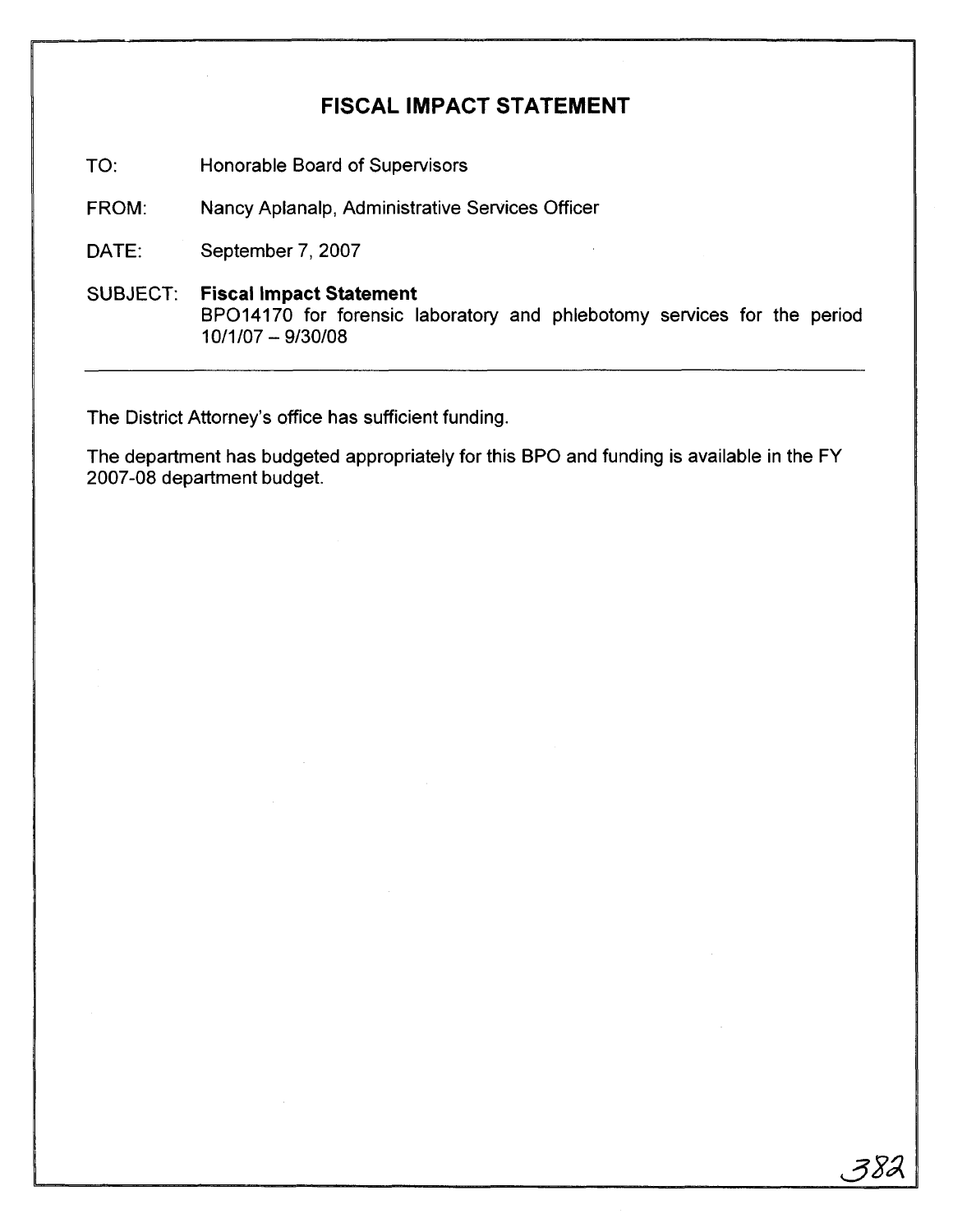# FISCAL IMPACT STATEMENT

TO: Honorable Board of Supervisors

FROM: Nancy Aplanalp, Administrative Services Officer

DATE: September 7, 2007

SUBJECT: **Fiscal Impact Statement**
BPO14170 for forensic laboratory and phlebotomy services for the period 10/1/07 – 9/30/08

---

The District Attorney's office has sufficient funding.

The department has budgeted appropriately for this BPO and funding is available in the FY 2007-08 department budget.